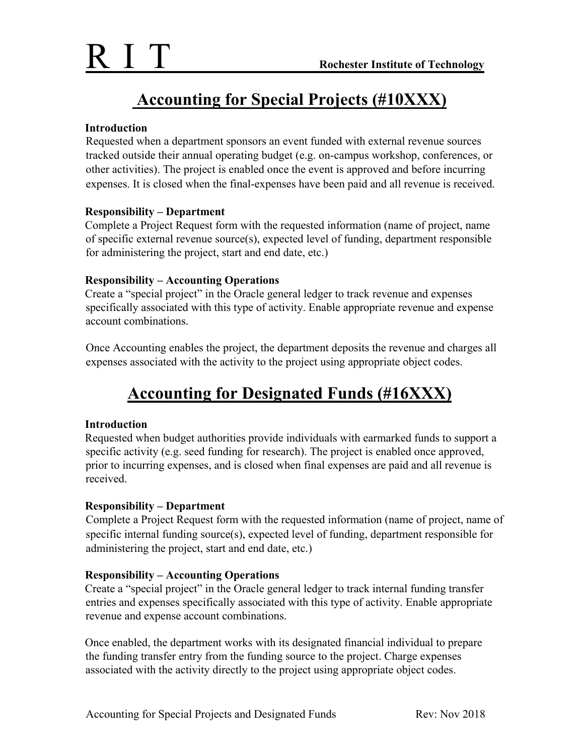# Accounting for Special Projects (#10XXX)

**Introduction**

Requested when a department sponsors an event funded with external revenue sources tracked outside their annual operating budget (e.g. on-campus workshop, conferences, or other activities). The project is enabled once the event is approved and before incurring expenses. It is closed when the final-expenses have been paid and all revenue is received.

**Responsibility – Department**

Complete a Project Request form with the requested information (name of project, name of specific external revenue source(s), expected level of funding, department responsible for administering the project, start and end date, etc.)

**Responsibility – Accounting Operations**

Create a "special project" in the Oracle general ledger to track revenue and expenses specifically associated with this type of activity. Enable appropriate revenue and expense account combinations.

Once Accounting enables the project, the department deposits the revenue and charges all expenses associated with the activity to the project using appropriate object codes.

# Accounting for Designated Funds (#16XXX)

**Introduction**

Requested when budget authorities provide individuals with earmarked funds to support a specific activity (e.g. seed funding for research). The project is enabled once approved, prior to incurring expenses, and is closed when final expenses are paid and all revenue is received.

**Responsibility – Department**

Complete a Project Request form with the requested information (name of project, name of specific internal funding source(s), expected level of funding, department responsible for administering the project, start and end date, etc.)

**Responsibility – Accounting Operations**

Create a "special project" in the Oracle general ledger to track internal funding transfer entries and expenses specifically associated with this type of activity. Enable appropriate revenue and expense account combinations.

Once enabled, the department works with its designated financial individual to prepare the funding transfer entry from the funding source to the project. Charge expenses associated with the activity directly to the project using appropriate object codes.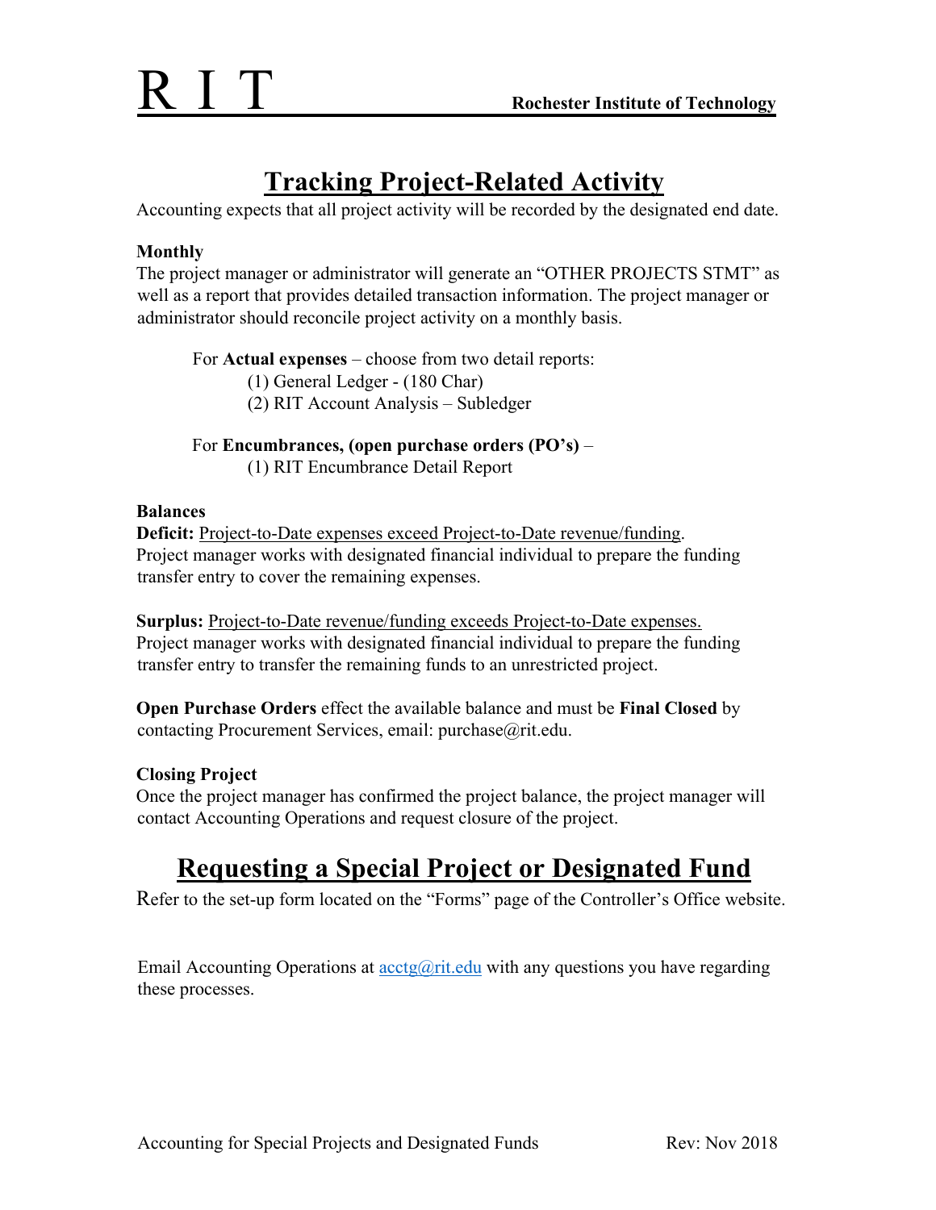# Tracking Project-Related Activity

Accounting expects that all project activity will be recorded by the designated end date.

**Monthly**

The project manager or administrator will generate an "OTHER PROJECTS STMT" as well as a report that provides detailed transaction information. The project manager or administrator should reconcile project activity on a monthly basis.

For **Actual expenses** – choose from two detail reports:
- (1) General Ledger - (180 Char)
- (2) RIT Account Analysis – Subledger

For **Encumbrances, (open purchase orders (PO's)** –
- (1) RIT Encumbrance Detail Report

**Balances**

**Deficit:** Project-to-Date expenses exceed Project-to-Date revenue/funding. Project manager works with designated financial individual to prepare the funding transfer entry to cover the remaining expenses.

**Surplus:** Project-to-Date revenue/funding exceeds Project-to-Date expenses. Project manager works with designated financial individual to prepare the funding transfer entry to transfer the remaining funds to an unrestricted project.

**Open Purchase Orders** effect the available balance and must be **Final Closed** by contacting Procurement Services, email: purchase@rit.edu.

**Closing Project**

Once the project manager has confirmed the project balance, the project manager will contact Accounting Operations and request closure of the project.

# Requesting a Special Project or Designated Fund

Refer to the set-up form located on the "Forms" page of the Controller's Office website.

Email Accounting Operations at acctg@rit.edu with any questions you have regarding these processes.